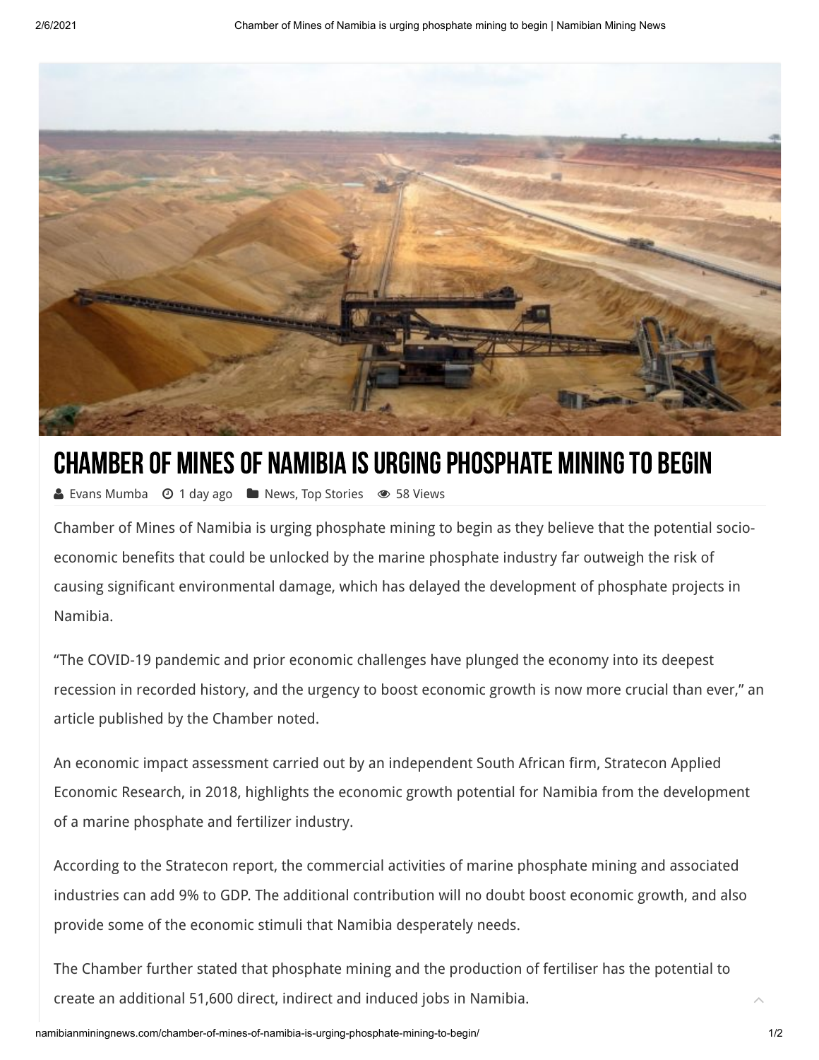# CHAMBER OF MINES OF NAMIBIA IS URGING PHOSPHATE MINING TO BEGIN

Evans Mumba 1 day ago News, Top Stories 58 Views

Chamber of Mines of Namibia is urging phosphate mining to begin as they believe that the potential socio-economic benefits that could be unlocked by the marine phosphate industry far outweigh the risk of causing significant environmental damage, which has delayed the development of phosphate projects in Namibia.

"The COVID-19 pandemic and prior economic challenges have plunged the economy into its deepest recession in recorded history, and the urgency to boost economic growth is now more crucial than ever," an article published by the Chamber noted.

An economic impact assessment carried out by an independent South African firm, Stratecon Applied Economic Research, in 2018, highlights the economic growth potential for Namibia from the development of a marine phosphate and fertilizer industry.

According to the Stratecon report, the commercial activities of marine phosphate mining and associated industries can add 9% to GDP. The additional contribution will no doubt boost economic growth, and also provide some of the economic stimuli that Namibia desperately needs.

The Chamber further stated that phosphate mining and the production of fertiliser has the potential to create an additional 51,600 direct, indirect and induced jobs in Namibia.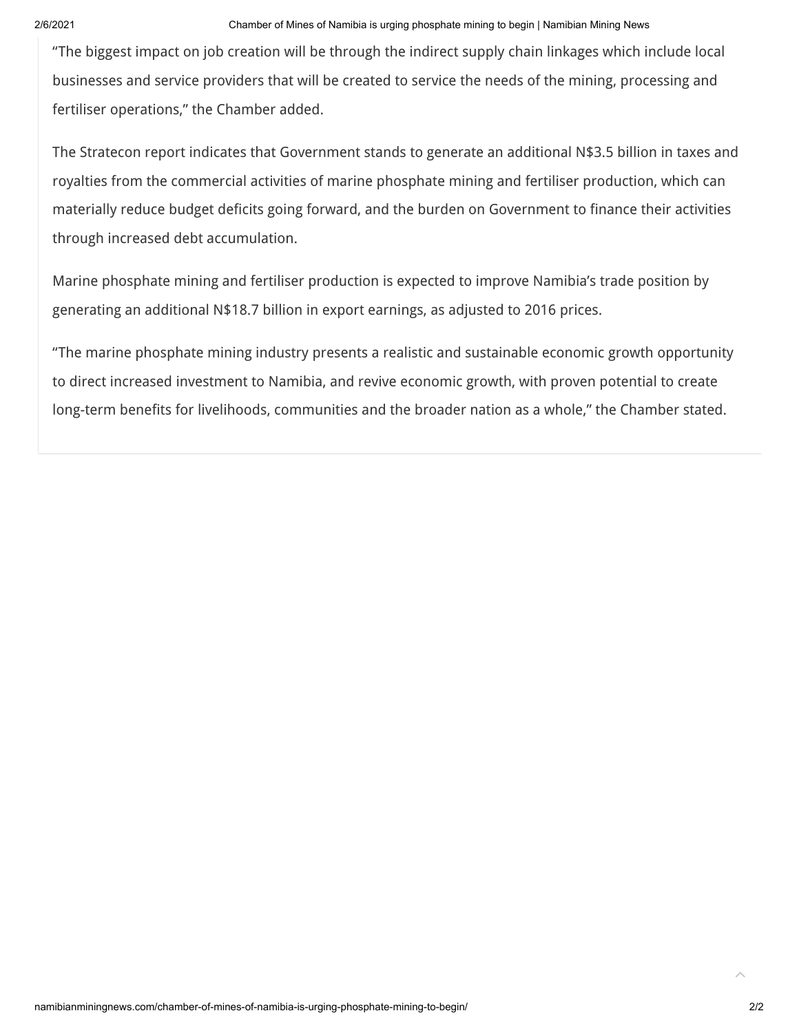"The biggest impact on job creation will be through the indirect supply chain linkages which include local businesses and service providers that will be created to service the needs of the mining, processing and fertiliser operations," the Chamber added.

The Stratecon report indicates that Government stands to generate an additional N$3.5 billion in taxes and royalties from the commercial activities of marine phosphate mining and fertiliser production, which can materially reduce budget deficits going forward, and the burden on Government to finance their activities through increased debt accumulation.

Marine phosphate mining and fertiliser production is expected to improve Namibia's trade position by generating an additional N$18.7 billion in export earnings, as adjusted to 2016 prices.

"The marine phosphate mining industry presents a realistic and sustainable economic growth opportunity to direct increased investment to Namibia, and revive economic growth, with proven potential to create long-term benefits for livelihoods, communities and the broader nation as a whole," the Chamber stated.